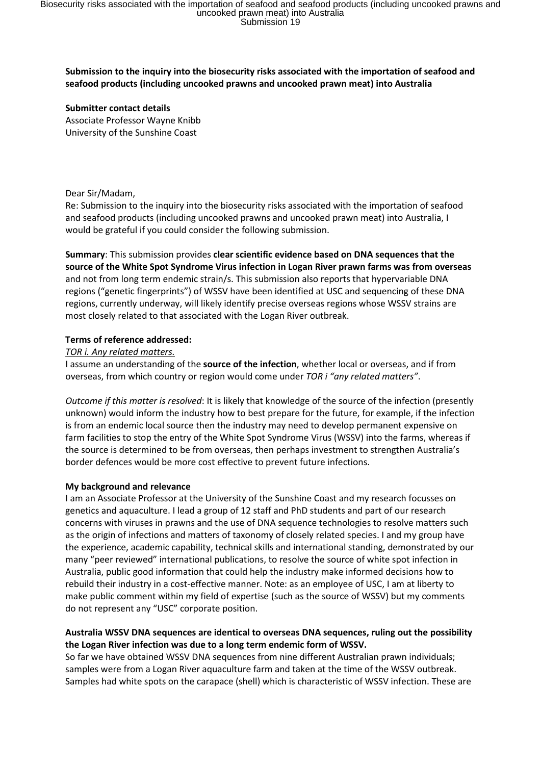**Submission to the inquiry into the biosecurity risks associated with the importation of seafood and seafood products (including uncooked prawns and uncooked prawn meat) into Australia**

**Submitter contact details**
Associate Professor Wayne Knibb
University of the Sunshine Coast

Dear Sir/Madam,
Re: Submission to the inquiry into the biosecurity risks associated with the importation of seafood and seafood products (including uncooked prawns and uncooked prawn meat) into Australia, I would be grateful if you could consider the following submission.

**Summary**: This submission provides **clear scientific evidence based on DNA sequences that the source of the White Spot Syndrome Virus infection in Logan River prawn farms was from overseas** and not from long term endemic strain/s. This submission also reports that hypervariable DNA regions ("genetic fingerprints") of WSSV have been identified at USC and sequencing of these DNA regions, currently underway, will likely identify precise overseas regions whose WSSV strains are most closely related to that associated with the Logan River outbreak.

**Terms of reference addressed:**

*TOR i. Any related matters.*

I assume an understanding of the **source of the infection**, whether local or overseas, and if from overseas, from which country or region would come under *TOR i "any related matters"*.

*Outcome if this matter is resolved*: It is likely that knowledge of the source of the infection (presently unknown) would inform the industry how to best prepare for the future, for example, if the infection is from an endemic local source then the industry may need to develop permanent expensive on farm facilities to stop the entry of the White Spot Syndrome Virus (WSSV) into the farms, whereas if the source is determined to be from overseas, then perhaps investment to strengthen Australia's border defences would be more cost effective to prevent future infections.

**My background and relevance**

I am an Associate Professor at the University of the Sunshine Coast and my research focusses on genetics and aquaculture. I lead a group of 12 staff and PhD students and part of our research concerns with viruses in prawns and the use of DNA sequence technologies to resolve matters such as the origin of infections and matters of taxonomy of closely related species. I and my group have the experience, academic capability, technical skills and international standing, demonstrated by our many "peer reviewed" international publications, to resolve the source of white spot infection in Australia, public good information that could help the industry make informed decisions how to rebuild their industry in a cost-effective manner. Note: as an employee of USC, I am at liberty to make public comment within my field of expertise (such as the source of WSSV) but my comments do not represent any "USC" corporate position.

**Australia WSSV DNA sequences are identical to overseas DNA sequences, ruling out the possibility the Logan River infection was due to a long term endemic form of WSSV.**

So far we have obtained WSSV DNA sequences from nine different Australian prawn individuals; samples were from a Logan River aquaculture farm and taken at the time of the WSSV outbreak. Samples had white spots on the carapace (shell) which is characteristic of WSSV infection. These are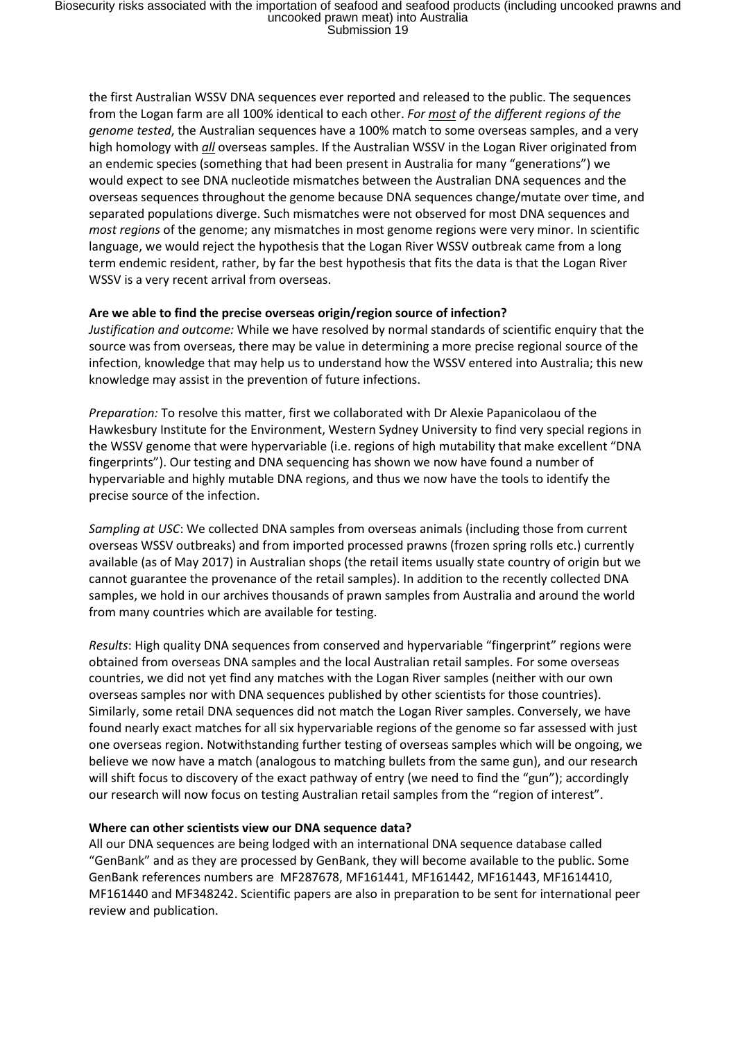the first Australian WSSV DNA sequences ever reported and released to the public. The sequences from the Logan farm are all 100% identical to each other. *For __most__ of the different regions of the genome tested*, the Australian sequences have a 100% match to some overseas samples, and a very high homology with ***all*** overseas samples. If the Australian WSSV in the Logan River originated from an endemic species (something that had been present in Australia for many "generations") we would expect to see DNA nucleotide mismatches between the Australian DNA sequences and the overseas sequences throughout the genome because DNA sequences change/mutate over time, and separated populations diverge. Such mismatches were not observed for most DNA sequences and *most regions* of the genome; any mismatches in most genome regions were very minor. In scientific language, we would reject the hypothesis that the Logan River WSSV outbreak came from a long term endemic resident, rather, by far the best hypothesis that fits the data is that the Logan River WSSV is a very recent arrival from overseas.

**Are we able to find the precise overseas origin/region source of infection?**

*Justification and outcome:* While we have resolved by normal standards of scientific enquiry that the source was from overseas, there may be value in determining a more precise regional source of the infection, knowledge that may help us to understand how the WSSV entered into Australia; this new knowledge may assist in the prevention of future infections.

*Preparation:* To resolve this matter, first we collaborated with Dr Alexie Papanicolaou of the Hawkesbury Institute for the Environment, Western Sydney University to find very special regions in the WSSV genome that were hypervariable (i.e. regions of high mutability that make excellent "DNA fingerprints"). Our testing and DNA sequencing has shown we now have found a number of hypervariable and highly mutable DNA regions, and thus we now have the tools to identify the precise source of the infection.

*Sampling at USC*: We collected DNA samples from overseas animals (including those from current overseas WSSV outbreaks) and from imported processed prawns (frozen spring rolls etc.) currently available (as of May 2017) in Australian shops (the retail items usually state country of origin but we cannot guarantee the provenance of the retail samples). In addition to the recently collected DNA samples, we hold in our archives thousands of prawn samples from Australia and around the world from many countries which are available for testing.

*Results*: High quality DNA sequences from conserved and hypervariable "fingerprint" regions were obtained from overseas DNA samples and the local Australian retail samples. For some overseas countries, we did not yet find any matches with the Logan River samples (neither with our own overseas samples nor with DNA sequences published by other scientists for those countries). Similarly, some retail DNA sequences did not match the Logan River samples. Conversely, we have found nearly exact matches for all six hypervariable regions of the genome so far assessed with just one overseas region. Notwithstanding further testing of overseas samples which will be ongoing, we believe we now have a match (analogous to matching bullets from the same gun), and our research will shift focus to discovery of the exact pathway of entry (we need to find the "gun"); accordingly our research will now focus on testing Australian retail samples from the "region of interest".

**Where can other scientists view our DNA sequence data?**

All our DNA sequences are being lodged with an international DNA sequence database called "GenBank" and as they are processed by GenBank, they will become available to the public. Some GenBank references numbers are MF287678, MF161441, MF161442, MF161443, MF1614410, MF161440 and MF348242. Scientific papers are also in preparation to be sent for international peer review and publication.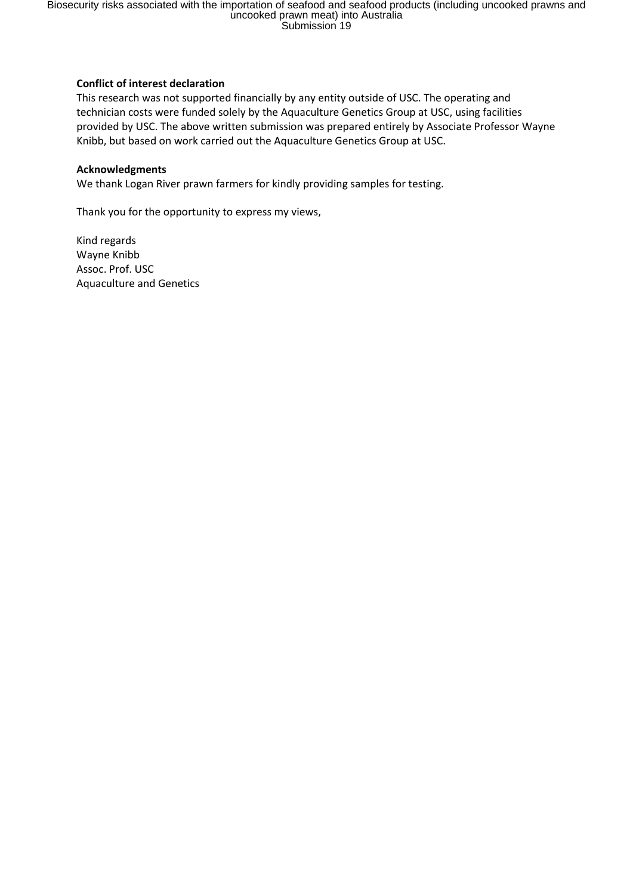**Conflict of interest declaration**

This research was not supported financially by any entity outside of USC. The operating and technician costs were funded solely by the Aquaculture Genetics Group at USC, using facilities provided by USC. The above written submission was prepared entirely by Associate Professor Wayne Knibb, but based on work carried out the Aquaculture Genetics Group at USC.

**Acknowledgments**

We thank Logan River prawn farmers for kindly providing samples for testing.

Thank you for the opportunity to express my views,

Kind regards  
Wayne Knibb  
Assoc. Prof. USC  
Aquaculture and Genetics